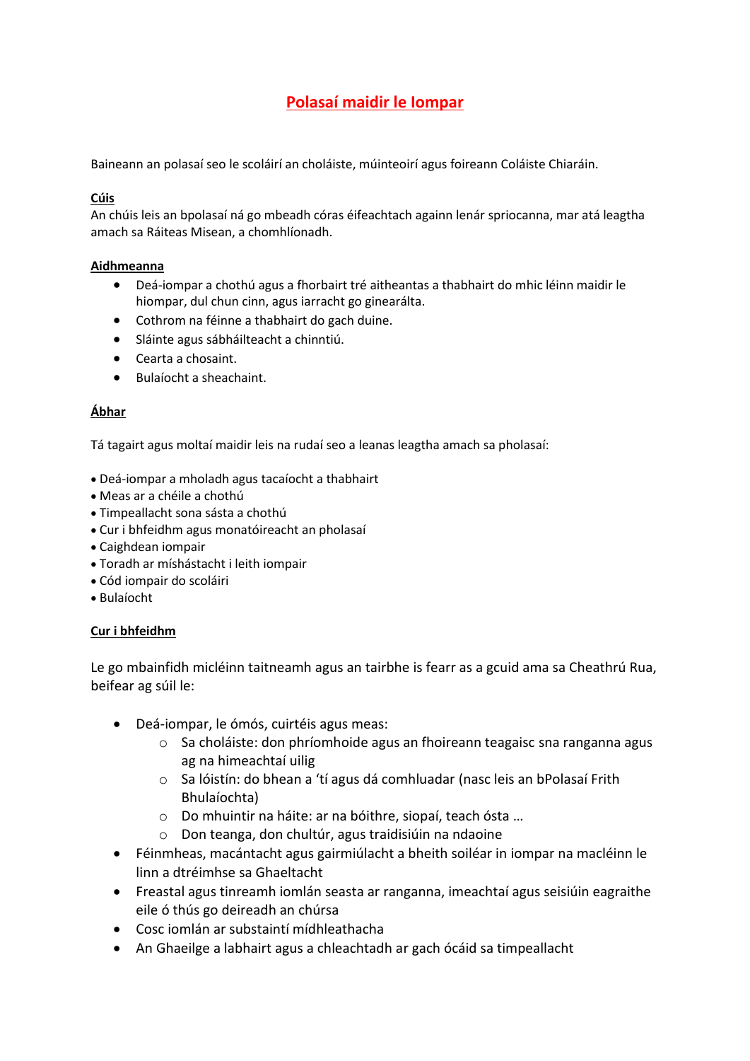# Polasaí maidir le Iompar

Baineann an polasaí seo le scoláirí an choláiste, múinteoirí agus foireann Coláiste Chiaráin.

**Cúis**

An chúis leis an bpolasaí ná go mbeadh córas éifeachtach againn lenár spriocanna, mar atá leagtha amach sa Ráiteas Misean, a chomhlíonadh.

**Aidhmeanna**

- Deá-iompar a chothú agus a fhorbairt tré aitheantas a thabhairt do mhic léinn maidir le hiompar, dul chun cinn, agus iarracht go ginearálta.
- Cothrom na féinne a thabhairt do gach duine.
- Sláinte agus sábháilteacht a chinntiú.
- Cearta a chosaint.
- Bulaíocht a sheachaint.

**Ábhar**

Tá tagairt agus moltaí maidir leis na rudaí seo a leanas leagtha amach sa pholasaí:

- Deá-iompar a mholadh agus tacaíocht a thabhairt
- Meas ar a chéile a chothú
- Timpeallacht sona sásta a chothú
- Cur i bhfeidhm agus monatóireacht an pholasaí
- Caighdean iompair
- Toradh ar míshástacht i leith iompair
- Cód iompair do scoláiri
- Bulaíocht

**Cur i bhfeidhm**

Le go mbainfidh micléinn taitneamh agus an tairbhe is fearr as a gcuid ama sa Cheathrú Rua, beifear ag súil le:

- Deá-iompar, le ómós, cuirtéis agus meas:
  - Sa choláiste: don phríomhoide agus an fhoireann teagaisc sna ranganna agus ag na himeachtaí uilig
  - Sa lóistín: do bhean a 'tí agus dá comhluadar (nasc leis an bPolasaí Frith Bhulaíochta)
  - Do mhuintir na háite: ar na bóithre, siopaí, teach ósta …
  - Don teanga, don chultúr, agus traidisiúin na ndaoine
- Féinmheas, macántacht agus gairmiúlacht a bheith soiléar in iompar na macléinn le linn a dtréimhse sa Ghaeltacht
- Freastal agus tinreamh iomlán seasta ar ranganna, imeachtaí agus seisiúin eagraithe eile ó thús go deireadh an chúrsa
- Cosc iomlán ar substaintí mídhleathacha
- An Ghaeilge a labhairt agus a chleachtadh ar gach ócáid sa timpeallacht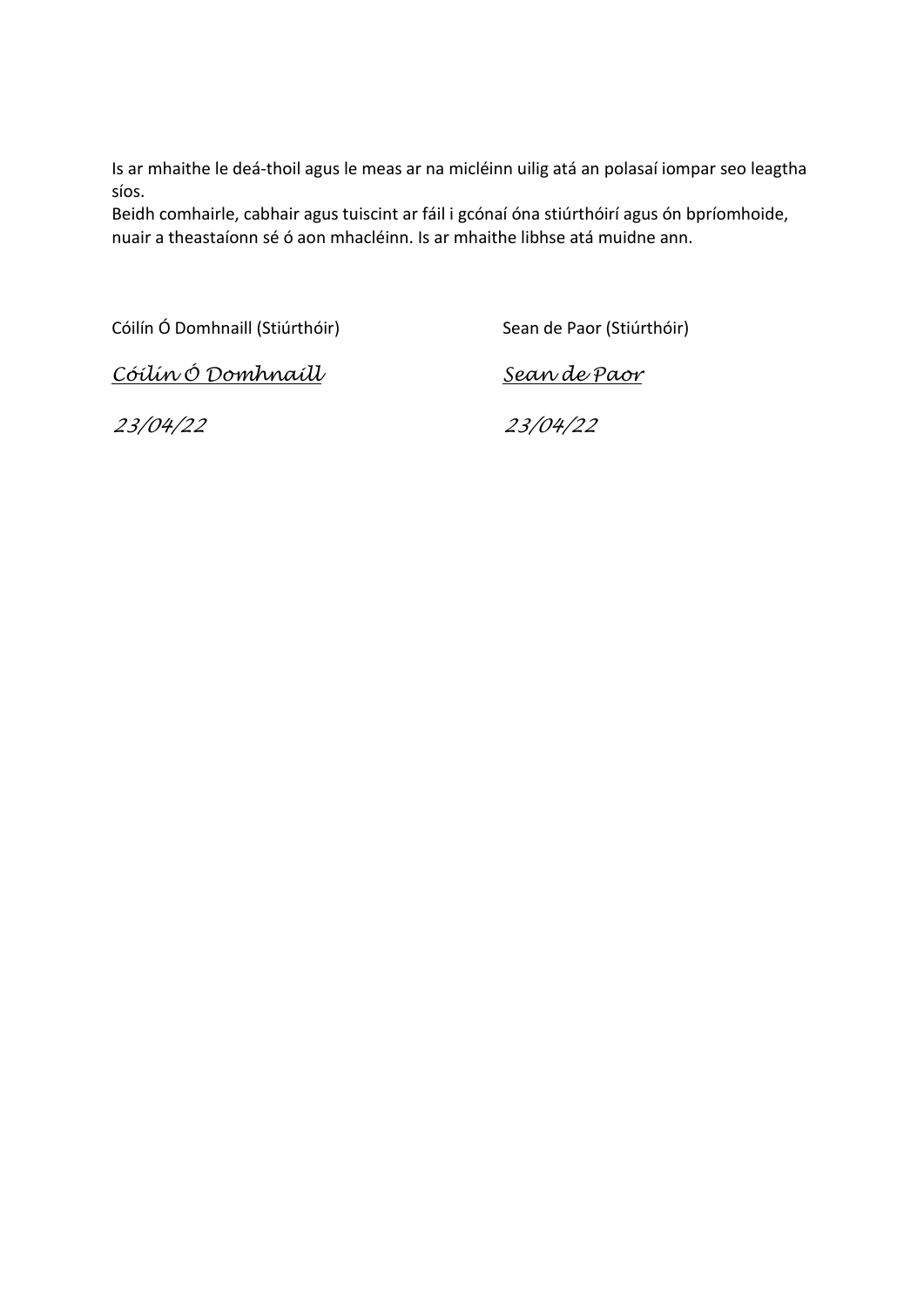Is ar mhaithe le deá-thoil agus le meas ar na micléinn uilig atá an polasaí iompar seo leagtha síos.
Beidh comhairle, cabhair agus tuiscint ar fáil i gcónaí óna stiúrthóirí agus ón bpríomhoide, nuair a theastaíonn sé ó aon mhacléinn. Is ar mhaithe libhse atá muidne ann.

| Cóilín Ó Domhnaill (Stiúrthóir) | Sean de Paor (Stiúrthóir) |
|---|---|
| *Cóilín Ó Domhnaill* | *Sean de Paor* |
| *23/04/22* | *23/04/22* |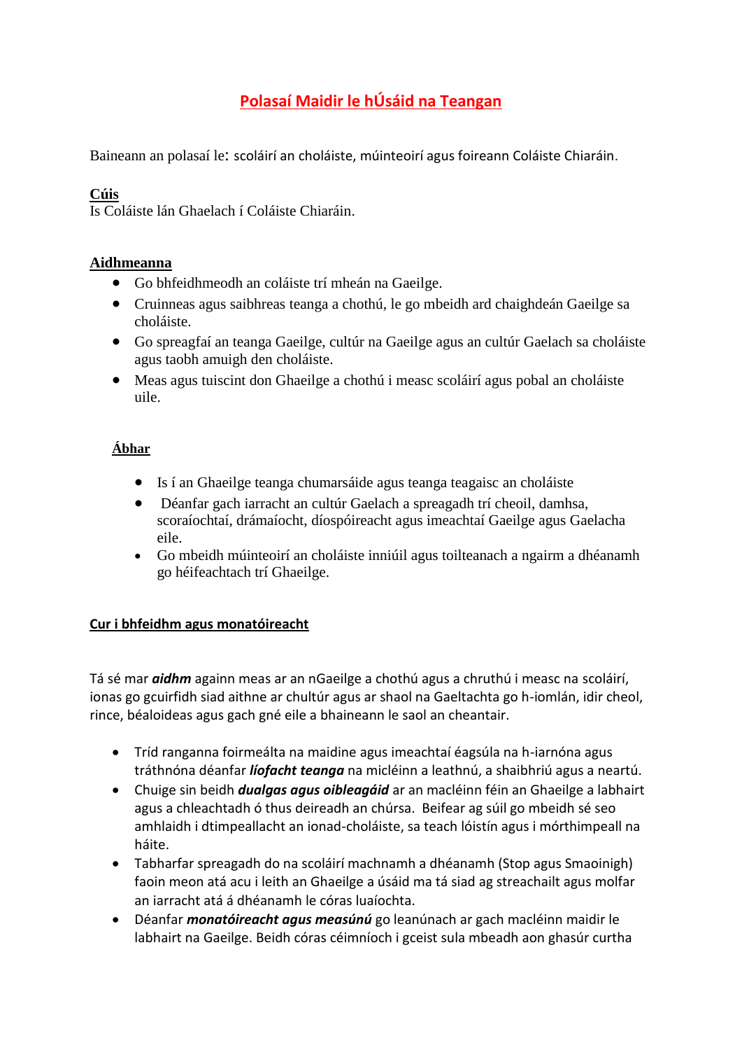# Polasaí Maidir le hÚsáid na Teangan

Baineann an polasaí le: scoláirí an choláiste, múinteoirí agus foireann Coláiste Chiaráin.

**Cúis**

Is Coláiste lán Ghaelach í Coláiste Chiaráin.

**Aidhmeanna**

- Go bhfeidhmeodh an coláiste trí mheán na Gaeilge.
- Cruinneas agus saibhreas teanga a chothú, le go mbeidh ard chaighdeán Gaeilge sa choláiste.
- Go spreagfaí an teanga Gaeilge, cultúr na Gaeilge agus an cultúr Gaelach sa choláiste agus taobh amuigh den choláiste.
- Meas agus tuiscint don Ghaeilge a chothú i measc scoláirí agus pobal an choláiste uile.

**Ábhar**

- Is í an Ghaeilge teanga chumarsáide agus teanga teagaisc an choláiste
- Déanfar gach iarracht an cultúr Gaelach a spreagadh trí cheoil, damhsa, scoraíochtaí, drámaíocht, díospóireacht agus imeachtaí Gaeilge agus Gaelacha eile.
- Go mbeidh múinteoirí an choláiste inniúil agus toilteanach a ngairm a dhéanamh go héifeachtach trí Ghaeilge.

**Cur i bhfeidhm agus monatóireacht**

Tá sé mar ***aidhm*** againn meas ar an nGaeilge a chothú agus a chruthú i measc na scoláirí, ionas go gcuirfidh siad aithne ar chultúr agus ar shaol na Gaeltachta go h-iomlán, idir cheol, rince, béaloideas agus gach gné eile a bhaineann le saol an cheantair.

- Tríd ranganna foirmeálta na maidine agus imeachtaí éagsúla na h-iarnóna agus tráthnóna déanfar ***líofacht teanga*** na micléinn a leathnú, a shaibhriú agus a neartú.
- Chuige sin beidh ***dualgas agus oibleagáid*** ar an macléinn féin an Ghaeilge a labhairt agus a chleachtadh ó thus deireadh an chúrsa. Beifear ag súil go mbeidh sé seo amhlaidh i dtimpeallacht an ionad-choláiste, sa teach lóistín agus i mórthimpeall na háite.
- Tabharfar spreagadh do na scoláirí machnamh a dhéanamh (Stop agus Smaoinigh) faoin meon atá acu i leith an Ghaeilge a úsáid ma tá siad ag streachailt agus molfar an iarracht atá á dhéanamh le córas luaíochta.
- Déanfar ***monatóireacht agus measúnú*** go leanúnach ar gach macléinn maidir le labhairt na Gaeilge. Beidh córas céimníoch i gceist sula mbeadh aon ghasúr curtha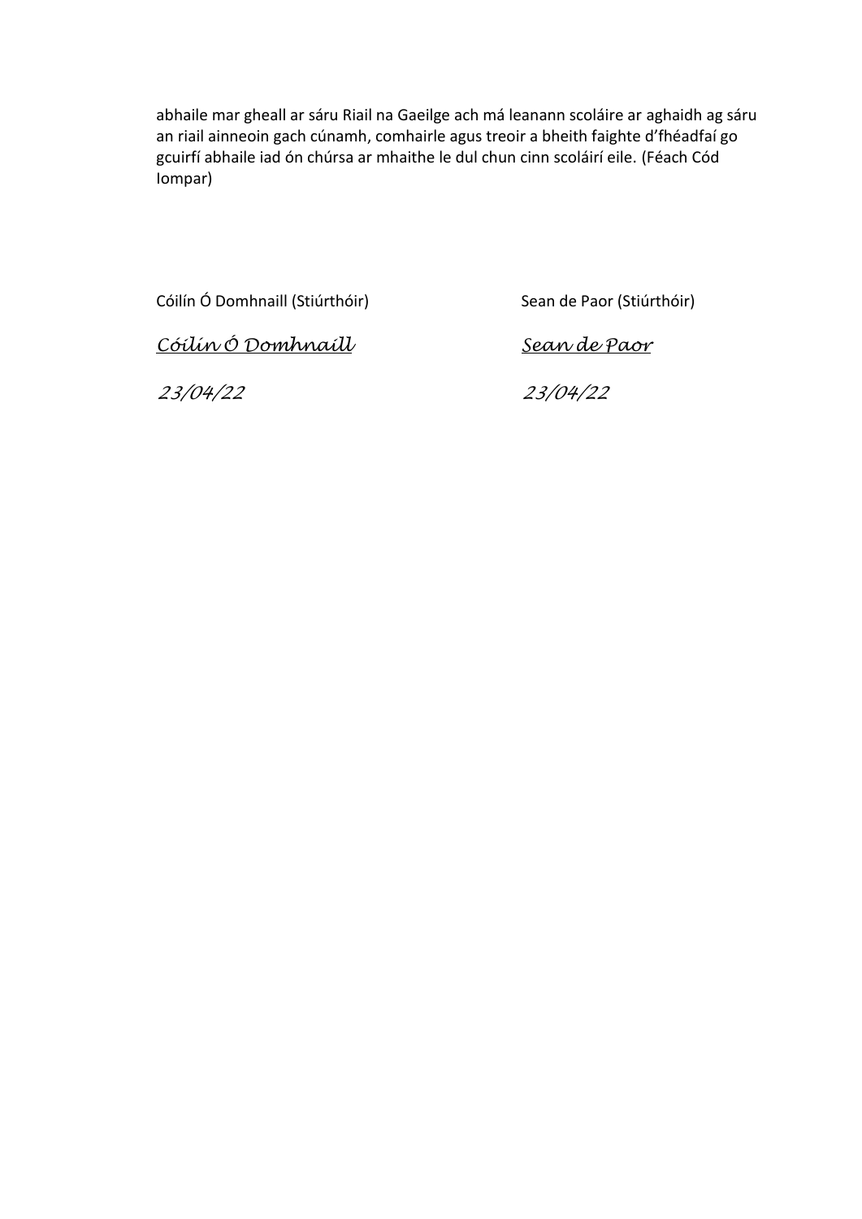abhaile mar gheall ar sáru Riail na Gaeilge ach má leanann scoláire ar aghaidh ag sáru an riail ainneoin gach cúnamh, comhairle agus treoir a bheith faighte d'fhéadfaí go gcuirfí abhaile iad ón chúrsa ar mhaithe le dul chun cinn scoláirí eile. (Féach Cód Iompar)

| Cóilín Ó Domhnaill (Stiúrthóir) | Sean de Paor (Stiúrthóir) |
| --- | --- |
| *Cóilín Ó Domhnaill* | *Sean de Paor* |
| *23/04/22* | *23/04/22* |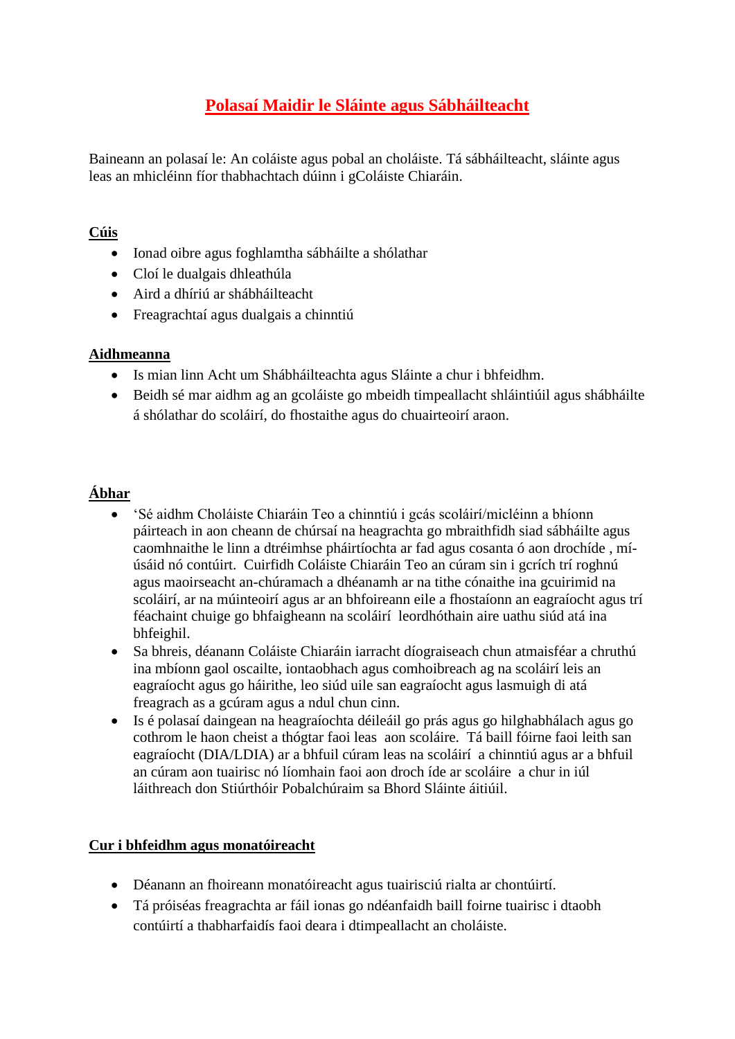# Polasaí Maidir le Sláinte agus Sábháilteacht

Baineann an polasaí le: An coláiste agus pobal an choláiste. Tá sábháilteacht, sláinte agus leas an mhicléinn fíor thabhachtach dúinn i gColáiste Chiaráin.

## Cúis

- Ionad oibre agus foghlamtha sábháilte a shólathar
- Cloí le dualgais dhleathúla
- Aird a dhíriú ar shábháilteacht
- Freagrachtaí agus dualgais a chinntiú

## Aidhmeanna

- Is mian linn Acht um Shábháilteachta agus Sláinte a chur i bhfeidhm.
- Beidh sé mar aidhm ag an gcoláiste go mbeidh timpeallacht shláintiúil agus shábháilte á shólathar do scoláirí, do fhostaithe agus do chuairteoirí araon.

## Ábhar

- 'Sé aidhm Choláiste Chiaráin Teo a chinntiú i gcás scoláirí/micléinn a bhíonn páirteach in aon cheann de chúrsaí na heagrachta go mbraithfidh siad sábháilte agus caomhnaithe le linn a dtréimhse pháirtíochta ar fad agus cosanta ó aon drochíde , mí-úsáid nó contúirt. Cuirfidh Coláiste Chiaráin Teo an cúram sin i gcrích trí roghnú agus maoirseacht an-chúramach a dhéanamh ar na tithe cónaithe ina gcuirimid na scoláirí, ar na múinteoirí agus ar an bhfoireann eile a fhostaíonn an eagraíocht agus trí féachaint chuige go bhfaigheann na scoláirí leordhóthain aire uathu siúd atá ina bhfeighil.
- Sa bhreis, déanann Coláiste Chiaráin iarracht díograiseach chun atmaisféar a chruthú ina mbíonn gaol oscailte, iontaobhach agus comhoibreach ag na scoláirí leis an eagraíocht agus go háirithe, leo siúd uile san eagraíocht agus lasmuigh di atá freagrach as a gcúram agus a ndul chun cinn.
- Is é polasaí daingean na heagraíochta déileáil go prás agus go hilghabhálach agus go cothrom le haon cheist a thógtar faoi leas aon scoláire. Tá baill fóirne faoi leith san eagraíocht (DIA/LDIA) ar a bhfuil cúram leas na scoláirí a chinntiú agus ar a bhfuil an cúram aon tuairisc nó líomhain faoi aon droch íde ar scoláire a chur in iúl láithreach don Stiúrthóir Pobalchúraim sa Bhord Sláinte áitiúil.

## Cur i bhfeidhm agus monatóireacht

- Déanann an fhoireann monatóireacht agus tuairisciú rialta ar chontúirtí.
- Tá próiséas freagrachta ar fáil ionas go ndéanfaidh baill foirne tuairisc i dtaobh contúirtí a thabharfaidís faoi deara i dtimpeallacht an choláiste.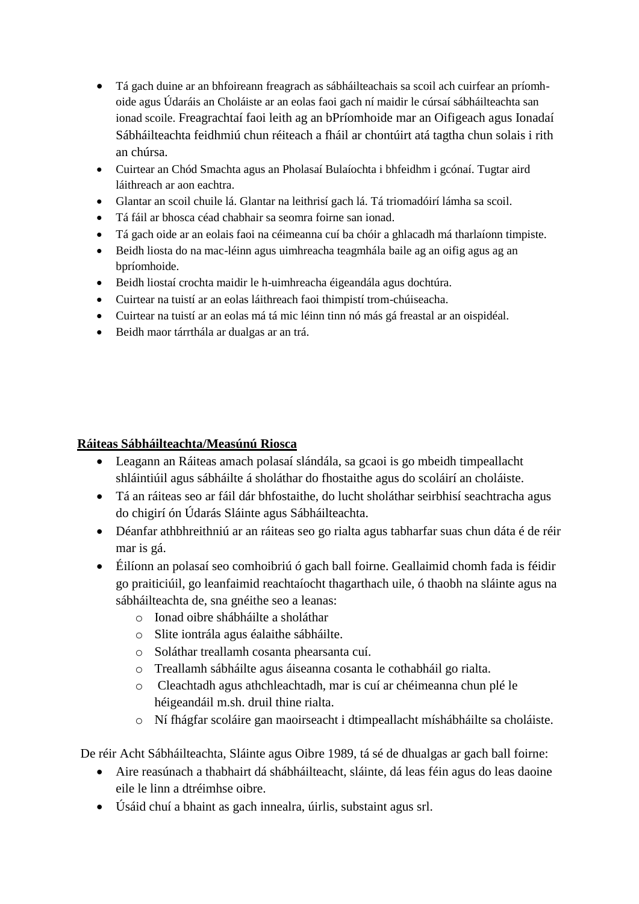- Tá gach duine ar an bhfoireann freagrach as sábháilteachais sa scoil ach cuirfear an príomh-oide agus Údaráis an Choláiste ar an eolas faoi gach ní maidir le cúrsaí sábháilteachta san ionad scoile. Freagrachtaí faoi leith ag an bPríomhoide mar an Oifigeach agus Ionadaí Sábháilteachta feidhmiú chun réiteach a fháil ar chontúirt atá tagtha chun solais i rith an chúrsa.
- Cuirtear an Chód Smachta agus an Pholasaí Bulaíochta i bhfeidhm i gcónaí. Tugtar aird láithreach ar aon eachtra.
- Glantar an scoil chuile lá. Glantar na leithrisí gach lá. Tá triomadóirí lámha sa scoil.
- Tá fáil ar bhosca céad chabhair sa seomra foirne san ionad.
- Tá gach oide ar an eolais faoi na céimeanna cuí ba chóir a ghlacadh má tharlaíonn timpiste.
- Beidh liosta do na mac-léinn agus uimhreacha teagmhála baile ag an oifig agus ag an bpríomhoide.
- Beidh liostaí crochta maidir le h-uimhreacha éigeandála agus dochtúra.
- Cuirtear na tuistí ar an eolas láithreach faoi thimpistí trom-chúiseacha.
- Cuirtear na tuistí ar an eolas má tá mic léinn tinn nó más gá freastal ar an oispidéal.
- Beidh maor tárrthála ar dualgas ar an trá.

**Ráiteas Sábháilteachta/Measúnú Riosca**

- Leagann an Ráiteas amach polasaí slándála, sa gcaoi is go mbeidh timpeallacht shláintiúil agus sábháilte á sholáthar do fhostaithe agus do scoláirí an choláiste.
- Tá an ráiteas seo ar fáil dár bhfostaithe, do lucht sholáthar seirbhisí seachtracha agus do chigirí ón Údarás Sláinte agus Sábháilteachta.
- Déanfar athbhreithniú ar an ráiteas seo go rialta agus tabharfar suas chun dáta é de réir mar is gá.
- Éilíonn an polasaí seo comhoibriú ó gach ball foirne. Geallaimid chomh fada is féidir go praiticiúil, go leanfaimid reachtaíocht thagarthach uile, ó thaobh na sláinte agus na sábháilteachta de, sna gnéithe seo a leanas:
    - Ionad oibre shábháilte a sholáthar
    - Slite iontrála agus éalaithe sábháilte.
    - Soláthar treallamh cosanta phearsanta cuí.
    - Treallamh sábháilte agus áiseanna cosanta le cothabháil go rialta.
    - Cleachtadh agus athchleachtadh, mar is cuí ar chéimeanna chun plé le héigeandáil m.sh. druil thine rialta.
    - Ní fhágfar scoláire gan maoirseacht i dtimpeallacht mísháb háilte sa choláiste.

De réir Acht Sábháilteachta, Sláinte agus Oibre 1989, tá sé de dhualgas ar gach ball foirne:

- Aire reasúnach a thabhairt dá shábháilteacht, sláinte, dá leas féin agus do leas daoine eile le linn a dtréimhse oibre.
- Úsáid chuí a bhaint as gach innealra, úirlis, substaint agus srl.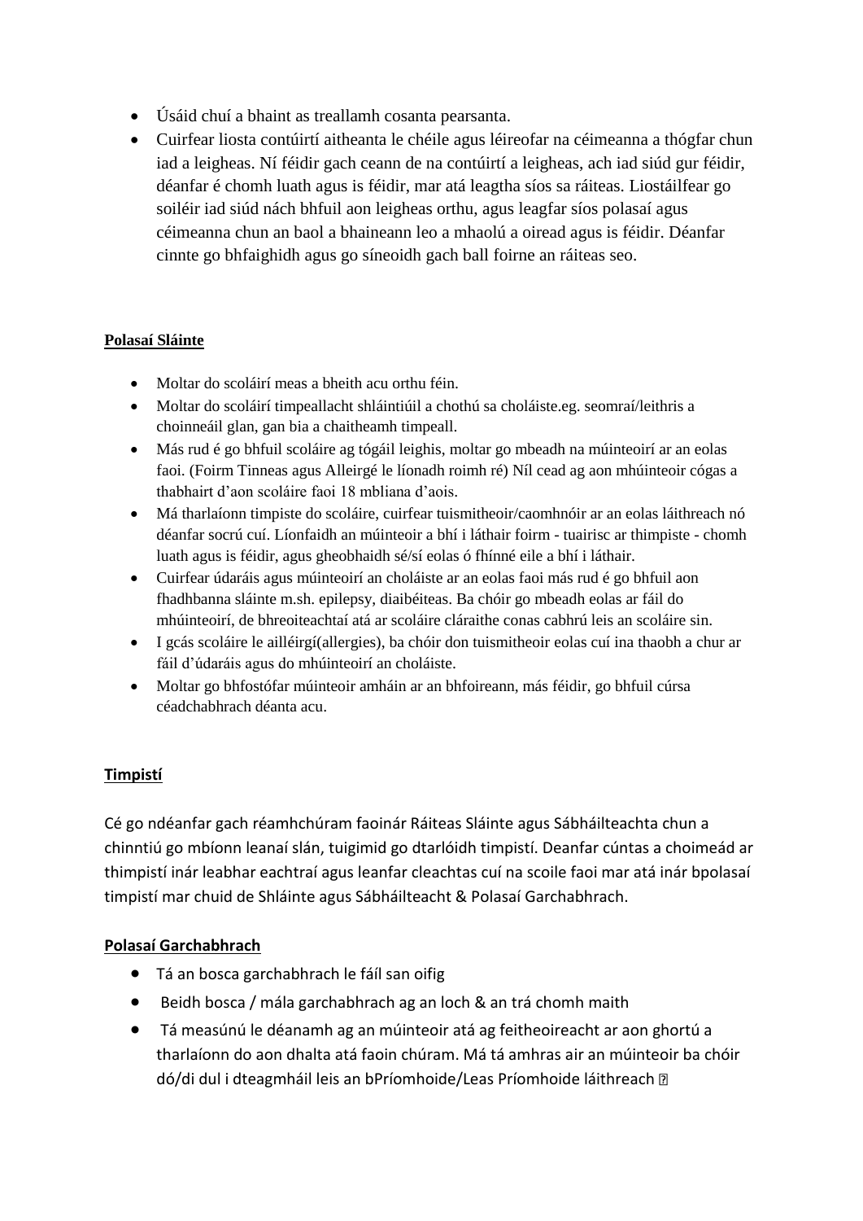- Úsáid chuí a bhaint as treallamh cosanta pearsanta.
- Cuirfear liosta contúirtí aitheanta le chéile agus léireofar na céimeanna a thógfar chun iad a leigheas. Ní féidir gach ceann de na contúirtí a leigheas, ach iad siúd gur féidir, déanfar é chomh luath agus is féidir, mar atá leagtha síos sa ráiteas. Liostáilfear go soiléir iad siúd nách bhfuil aon leigheas orthu, agus leagfar síos polasaí agus céimeanna chun an baol a bhaineann leo a mhaolú a oiread agus is féidir. Déanfar cinnte go bhfaighidh agus go síneoidh gach ball foirne an ráiteas seo.

**Polasaí Sláinte**

- Moltar do scoláirí meas a bheith acu orthu féin.
- Moltar do scoláirí timpeallacht shláintiúil a chothú sa choláiste.eg. seomraí/leithris a choinneáil glan, gan bia a chaitheamh timpeall.
- Más rud é go bhfuil scoláire ag tógáil leighis, moltar go mbeadh na múinteoirí ar an eolas faoi. (Foirm Tinneas agus Alleirgé le líonadh roimh ré) Níl cead ag aon mhúinteoir cógas a thabhairt d'aon scoláire faoi 18 mbliana d'aois.
- Má tharlaíonn timpiste do scoláire, cuirfear tuismitheoir/caomhnóir ar an eolas láithreach nó déanfar socrú cuí. Líonfaidh an múinteoir a bhí i láthair foirm - tuairisc ar thimpiste - chomh luath agus is féidir, agus gheobhaidh sé/sí eolas ó fhínné eile a bhí i láthair.
- Cuirfear údaráis agus múinteoirí an choláiste ar an eolas faoi más rud é go bhfuil aon fhadhbanna sláinte m.sh. epilepsy, diaibéiteas. Ba chóir go mbeadh eolas ar fáil do mhúinteoirí, de bhreoiteachtaí atá ar scoláire cláraithe conas cabhrú leis an scoláire sin.
- I gcás scoláire le ailléirgí(allergies), ba chóir don tuismitheoir eolas cuí ina thaobh a chur ar fáil d'údaráis agus do mhúinteoirí an choláiste.
- Moltar go bhfostófar múinteoir amháin ar an bhfoireann, más féidir, go bhfuil cúrsa céadchabhrach déanta acu.

**Timpistí**

Cé go ndéanfar gach réamhchúram faoinár Ráiteas Sláinte agus Sábháilteachta chun a chinntiú go mbíonn leanaí slán, tuigimid go dtarlóidh timpistí. Deanfar cúntas a choimeád ar thimpistí inár leabhar eachtraí agus leanfar cleachtas cuí na scoile faoi mar atá inár bpolasaí timpistí mar chuid de Shláinte agus Sábháilteacht & Polasaí Garchabhrach.

**Polasaí Garchabhrach**

- Tá an bosca garchabhrach le fáil san oifig
- Beidh bosca / mála garchabhrach ag an loch & an trá chomh maith
- Tá measúnú le déanamh ag an múinteoir atá ag feitheoireacht ar aon ghortú a tharlaíonn do aon dhalta atá faoin chúram. Má tá amhras air an múinteoir ba chóir dó/di dul i dteagmháil leis an bPríomhoide/Leas Príomhoide láithreach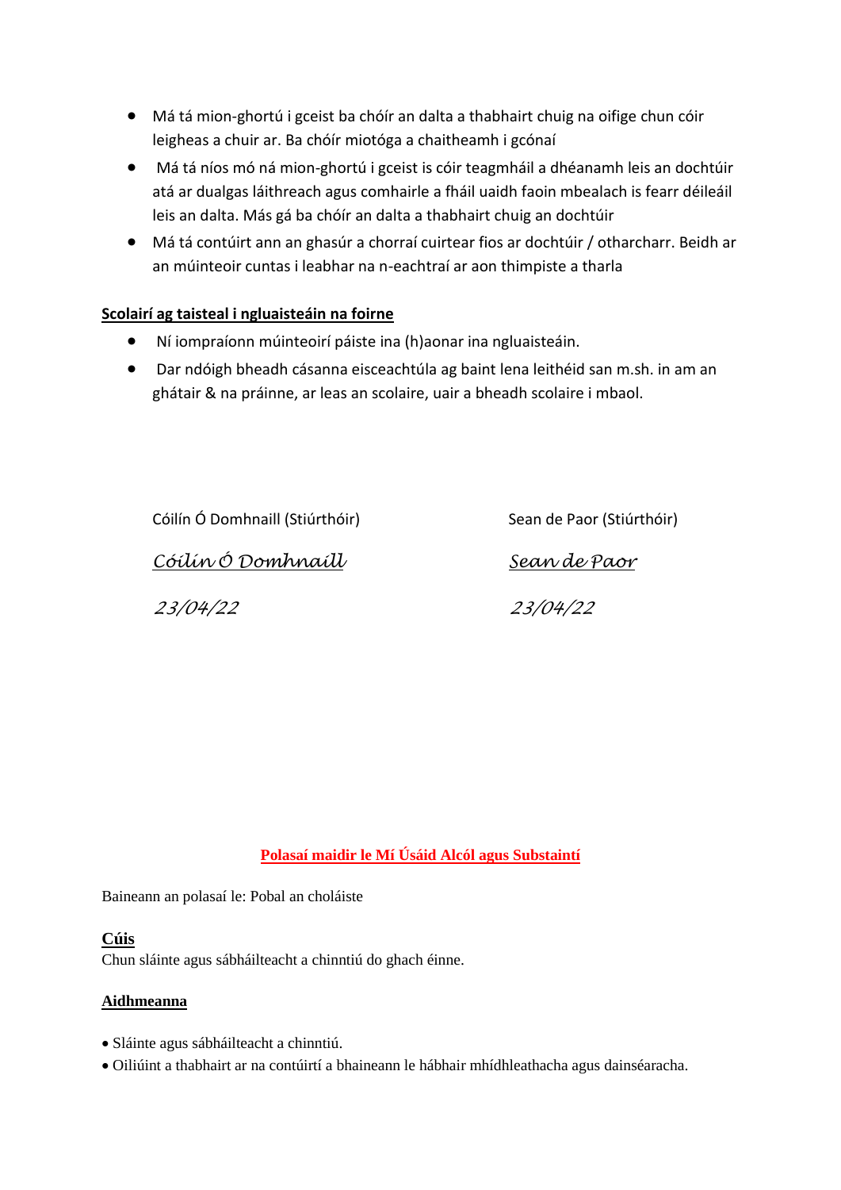- Má tá mion-ghortú i gceist ba chóír an dalta a thabhairt chuig na oifige chun cóir leigheas a chuir ar. Ba chóír miotóga a chaitheamh i gcónaí
- Má tá níos mó ná mion-ghortú i gceist is cóir teagmháil a dhéanamh leis an dochtúir atá ar dualgas láithreach agus comhairle a fháil uaidh faoin mbealach is fearr déileáil leis an dalta. Más gá ba chóír an dalta a thabhairt chuig an dochtúir
- Má tá contúirt ann an ghasúr a chorraí cuirtear fios ar dochtúir / otharcharr. Beidh ar an múinteoir cuntas i leabhar na n-eachtraí ar aon thimpiste a tharla

**Scolairí ag taisteal i ngluaisteáin na foirne**

- Ní iompraíonn múinteoirí páiste ina (h)aonar ina ngluaisteáin.
- Dar ndóigh bheadh cásanna eisceachtúla ag baint lena leithéid san m.sh. in am an ghátair & na práinne, ar leas an scolaire, uair a bheadh scolaire i mbaol.

| Cóilín Ó Domhnaill (Stiúrthóir) | Sean de Paor (Stiúrthóir) |
|---|---|
| *Cóilín Ó Domhnaill* | *Sean de Paor* |
| *23/04/22* | *23/04/22* |

## Polasaí maidir le Mí Úsáid Alcól agus Substaintí

Baineann an polasaí le: Pobal an choláiste

**Cúis**

Chun sláinte agus sábháilteacht a chinntiú do ghach éinne.

**Aidhmeanna**

- Sláinte agus sábháilteacht a chinntiú.
- Oiliúint a thabhairt ar na contúirtí a bhaineann le hábhair mhídhleathacha agus dainséaracha.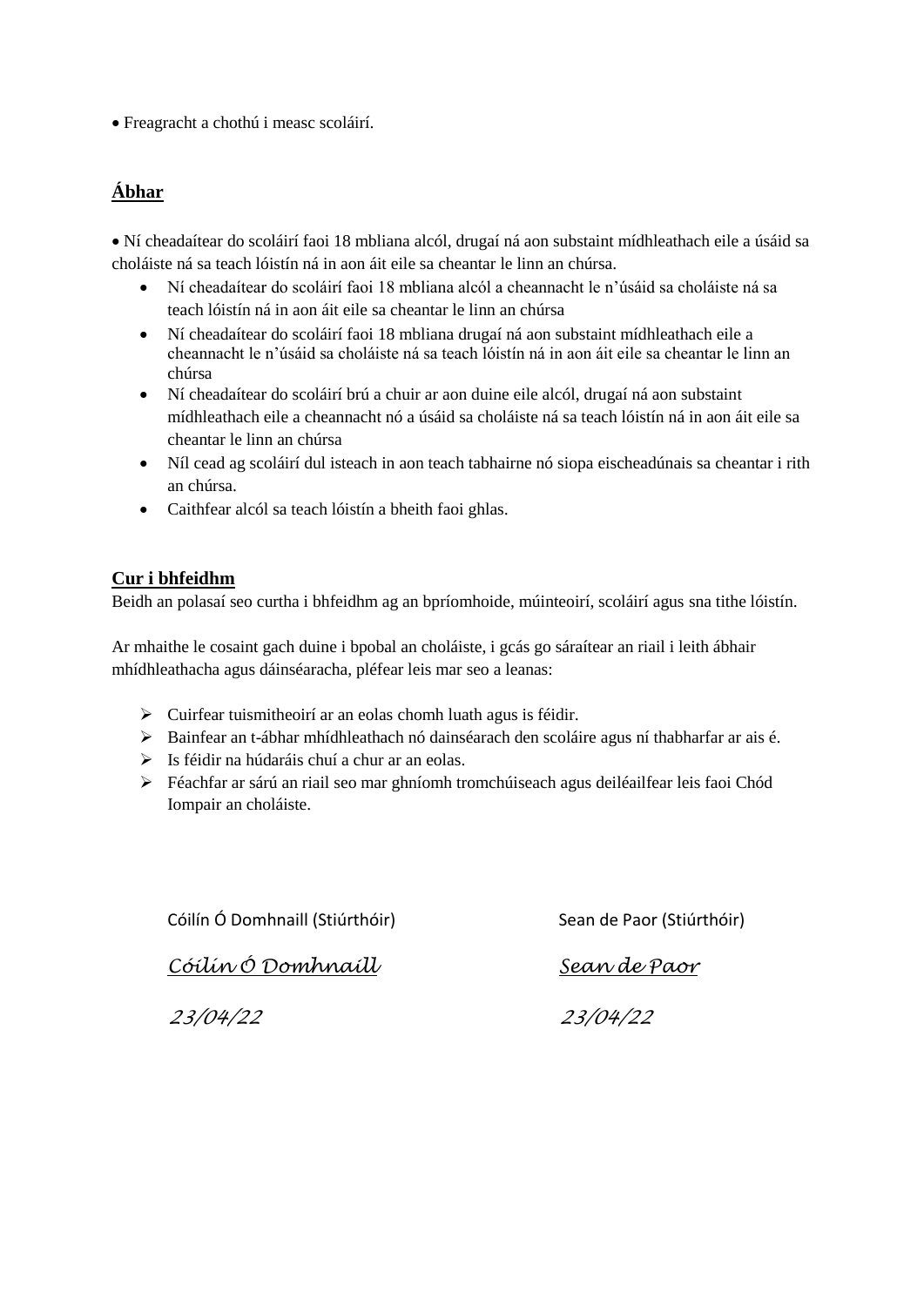- Freagracht a chothú i measc scoláirí.

## **Ábhar**

- Ní cheadaítear do scoláirí faoi 18 mbliana alcól, drugaí ná aon substaint mídhleathach eile a úsáid sa choláiste ná sa teach lóistín ná in aon áit eile sa cheantar le linn an chúrsa.
  - Ní cheadaítear do scoláirí faoi 18 mbliana alcól a cheannacht le n'úsáid sa choláiste ná sa teach lóistín ná in aon áit eile sa cheantar le linn an chúrsa
  - Ní cheadaítear do scoláirí faoi 18 mbliana drugaí ná aon substaint mídhleathach eile a cheannacht le n'úsáid sa choláiste ná sa teach lóistín ná in aon áit eile sa cheantar le linn an chúrsa
  - Ní cheadaítear do scoláirí brú a chuir ar aon duine eile alcól, drugaí ná aon substaint mídhleathach eile a cheannacht nó a úsáid sa choláiste ná sa teach lóistín ná in aon áit eile sa cheantar le linn an chúrsa
  - Níl cead ag scoláirí dul isteach in aon teach tabhairne nó siopa eischeadúnais sa cheantar i rith an chúrsa.
  - Caithfear alcól sa teach lóistín a bheith faoi ghlas.

## **Cur i bhfeidhm**

Beidh an polasaí seo curtha i bhfeidhm ag an bpríomhoide, múinteoirí, scoláirí agus sna tithe lóistín.

Ar mhaithe le cosaint gach duine i bpobal an choláiste, i gcás go sáraítear an riail i leith ábhair mhídhleathacha agus dáinséaracha, pléfear leis mar seo a leanas:

- Cuirfear tuismitheoirí ar an eolas chomh luath agus is féidir.
- Bainfear an t-ábhar mhídhleathach nó dainséarach den scoláire agus ní thabharfar ar ais é.
- Is féidir na húdaráis chuí a chur ar an eolas.
- Féachfar ar sárú an riail seo mar ghníomh tromchúiseach agus deiléailfear leis faoi Chód Iompair an choláiste.

Cóilín Ó Domhnaill (Stiúrthóir)

*Cóilín Ó Domhnaill*

*23/04/22*

Sean de Paor (Stiúrthóir)

*Sean de Paor*

*23/04/22*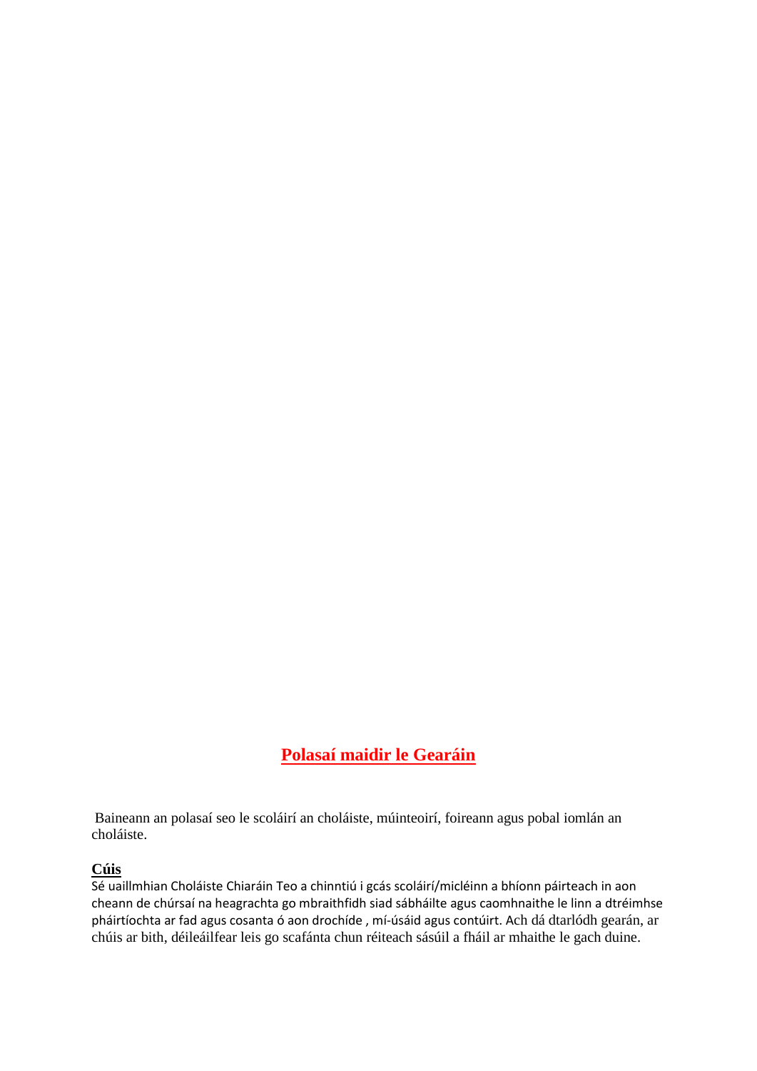## Polasaí maidir le Gearáin

Baineann an polasaí seo le scoláirí an choláiste, múinteoirí, foireann agus pobal iomlán an choláiste.

**Cúis**

Sé uaillmhian Choláiste Chiaráin Teo a chinntiú i gcás scoláirí/micléinn a bhíonn páirteach in aon cheann de chúrsaí na heagrachta go mbraithfidh siad sábháilte agus caomhnaithe le linn a dtréimhse pháirtíochta ar fad agus cosanta ó aon drochíde , mí-úsáid agus contúirt. Ach dá dtarlódh gearán, ar chúis ar bith, déileáilfear leis go scafánta chun réiteach sásúil a fháil ar mhaithe le gach duine.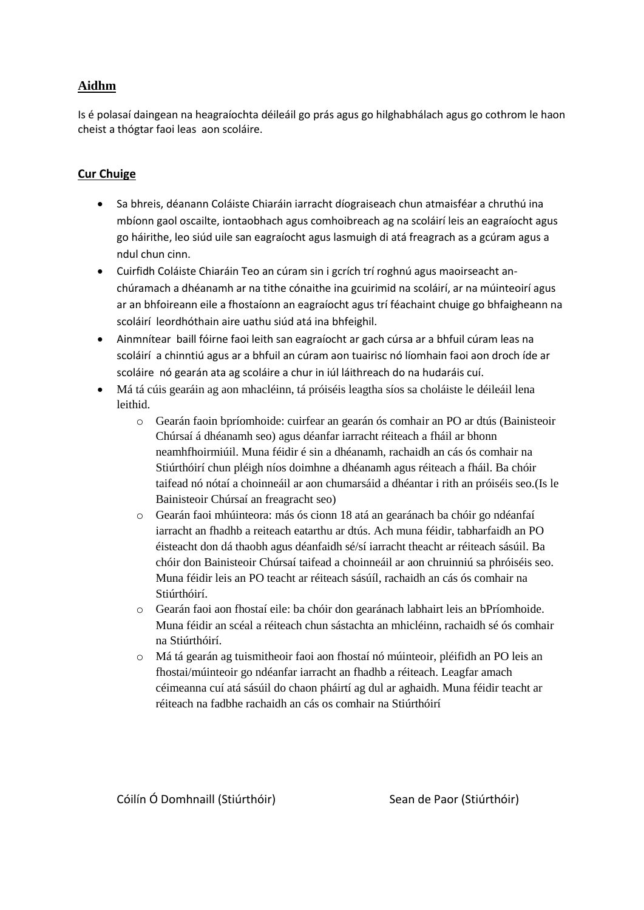## Aidhm

Is é polasaí daingean na heagraíochta déileáil go prás agus go hilghabhálach agus go cothrom le haon cheist a thógtar faoi leas aon scoláire.

## Cur Chuige

- Sa bhreis, déanann Coláiste Chiaráin iarracht díograiseach chun atmaisféar a chruthú ina mbíonn gaol oscailte, iontaobhach agus comhoibreach ag na scoláirí leis an eagraíocht agus go háirithe, leo siúd uile san eagraíocht agus lasmuigh di atá freagrach as a gcúram agus a ndul chun cinn.
- Cuirfidh Coláiste Chiaráin Teo an cúram sin i gcrích trí roghnú agus maoirseacht an-chúramach a dhéanamh ar na tithe cónaithe ina gcuirimid na scoláirí, ar na múinteoirí agus ar an bhfoireann eile a fhostaíonn an eagraíocht agus trí féachaint chuige go bhfaigheann na scoláirí leordhóthain aire uathu siúd atá ina bhfeighil.
- Ainmnítear baill fóirne faoi leith san eagraíocht ar gach cúrsa ar a bhfuil cúram leas na scoláirí a chinntiú agus ar a bhfuil an cúram aon tuairisc nó líomhain faoi aon droch íde ar scoláire nó gearán ata ag scoláire a chur in iúl láithreach do na hudaráis cuí.
- Má tá cúis gearáin ag aon mhacléinn, tá próiséis leagtha síos sa choláiste le déileáil lena leithid.
  - Gearán faoin bpríomhoide: cuirfear an gearán ós comhair an PO ar dtús (Bainisteoir Chúrsaí á dhéanamh seo) agus déanfar iarracht réiteach a fháil ar bhonn neamhfhoirmiúil. Muna féidir é sin a dhéanamh, rachaidh an cás ós comhair na Stiúrthóirí chun pléigh níos doimhne a dhéanamh agus réiteach a fháil. Ba chóir taifead nó nótaí a choinneáil ar aon chumarsáid a dhéantar i rith an próiséis seo.(Is le Bainisteoir Chúrsaí an freagracht seo)
  - Gearán faoi mhúinteora: más ós cionn 18 atá an gearánach ba chóir go ndéanfaí iarracht an fhadhb a reiteach eatarthu ar dtús. Ach muna féidir, tabharfaidh an PO éisteacht don dá thaobh agus déanfaidh sé/sí iarracht theacht ar réiteach sásúil. Ba chóir don Bainisteoir Chúrsaí taifead a choinneáil ar aon chruinniú sa phróiséis seo. Muna féidir leis an PO teacht ar réiteach sásúíl, rachaidh an cás ós comhair na Stiúrthóirí.
  - Gearán faoi aon fhostaí eile: ba chóir don gearánach labhairt leis an bPríomhoide. Muna féidir an scéal a réiteach chun sástachta an mhicléinn, rachaidh sé ós comhair na Stiúrthóirí.
  - Má tá gearán ag tuismitheoir faoi aon fhostaí nó múinteoir, pléifidh an PO leis an fhostai/múinteoir go ndéanfar iarracht an fhadhb a réiteach. Leagfar amach céimeanna cuí atá sásúil do chaon pháirtí ag dul ar aghaidh. Muna féidir teacht ar réiteach na fadbhe rachaidh an cás os comhair na Stiúrthóirí

Cóilín Ó Domhnaill (Stiúrthóir)        Sean de Paor (Stiúrthóir)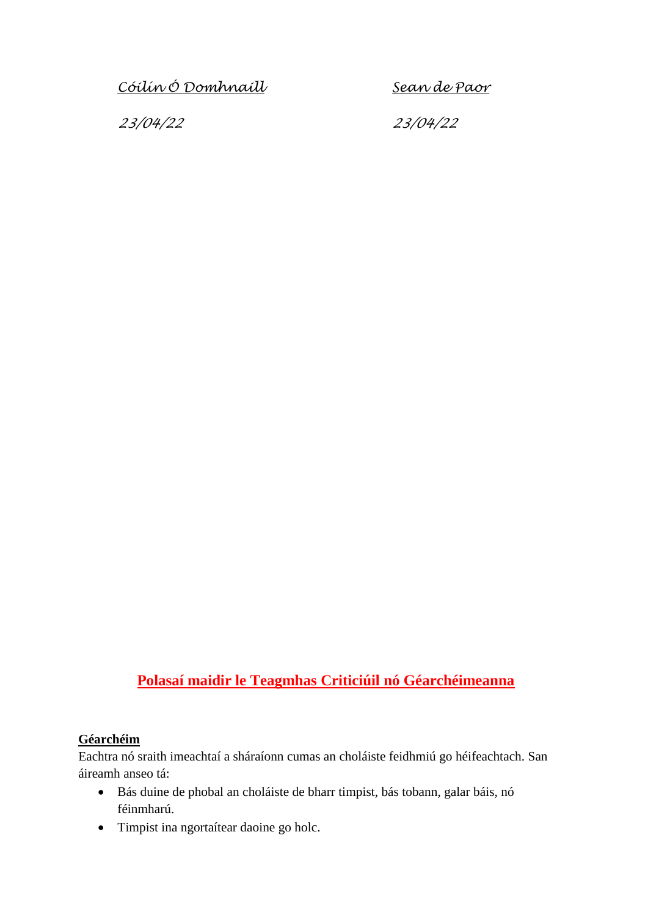*Cóilín Ó Domhnaill* *Sean de Paor*

*23/04/22* *23/04/22*

# Polasaí maidir le Teagmhas Criticiúil nó Géarchéimeanna

**Géarchéim**

Eachtra nó sraith imeachtaí a sháraíonn cumas an choláiste feidhmiú go héifeachtach. San áireamh anseo tá:

- Bás duine de phobal an choláiste de bharr timpist, bás tobann, galar báis, nó féinmharú.
- Timpist ina ngortaítear daoine go holc.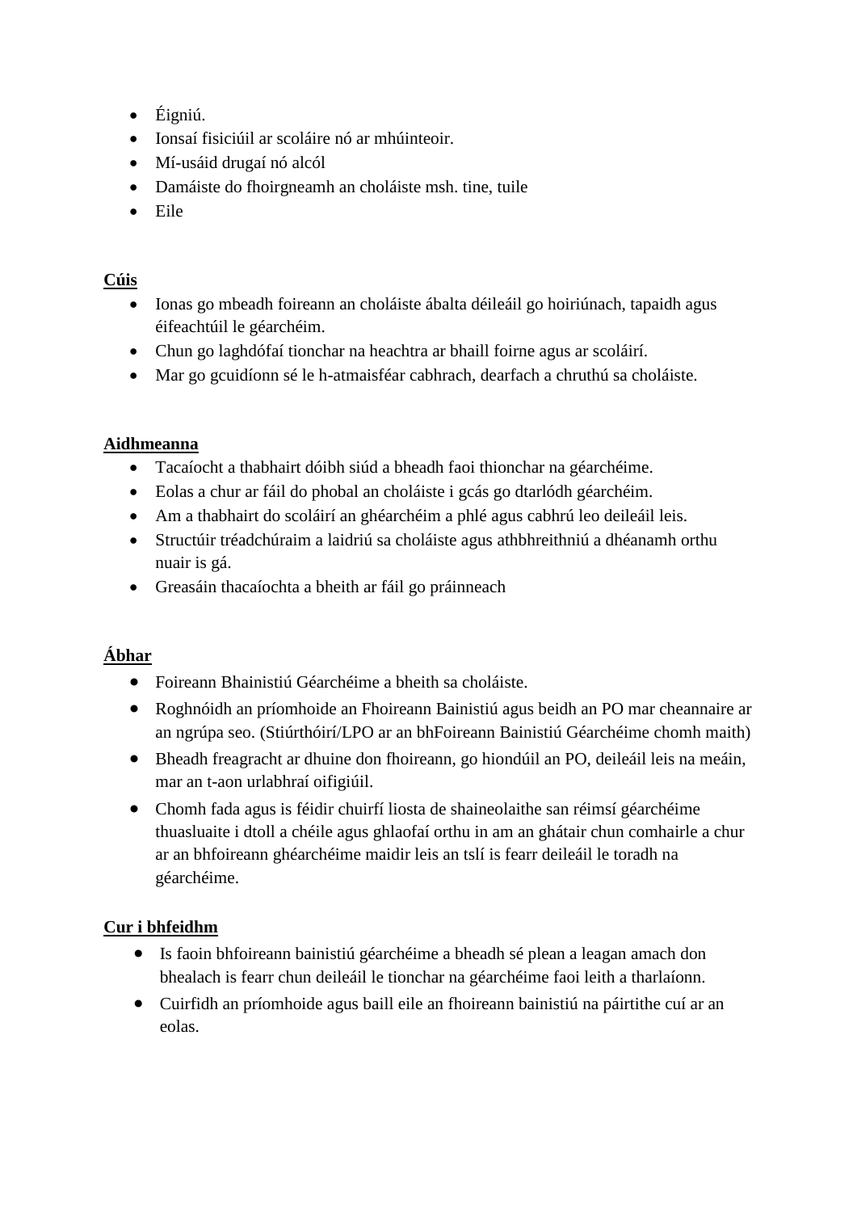- Éigniú.
- Ionsaí fisiciúil ar scoláire nó ar mhúinteoir.
- Mí-usáid drugaí nó alcól
- Damáiste do fhoirgneamh an choláiste msh. tine, tuile
- Eile

**Cúis**

- Ionas go mbeadh foireann an choláiste ábalta déileáil go hoiriúnach, tapaidh agus éifeachtúil le géarchéim.
- Chun go laghdófaí tionchar na heachtra ar bhaill foirne agus ar scoláirí.
- Mar go gcuidíonn sé le h-atmaisféar cabhrach, dearfach a chruthú sa choláiste.

**Aidhmeanna**

- Tacaíocht a thabhairt dóibh siúd a bheadh faoi thionchar na géarchéime.
- Eolas a chur ar fáil do phobal an choláiste i gcás go dtarlódh géarchéim.
- Am a thabhairt do scoláirí an ghéarchéim a phlé agus cabhrú leo deileáil leis.
- Structúir tréadchúraim a laidriú sa choláiste agus athbhreithniú a dhéanamh orthu nuair is gá.
- Greasáin thacaíochta a bheith ar fáil go práinneach

**Ábhar**

- Foireann Bhainistiú Géarchéime a bheith sa choláiste.
- Roghnóidh an príomhoide an Fhoireann Bainistiú agus beidh an PO mar cheannaire ar an ngrúpa seo. (Stiúrthóirí/LPO ar an bhFoireann Bainistiú Géarchéime chomh maith)
- Bheadh freagracht ar dhuine don fhoireann, go hiondúil an PO, deileáil leis na meáin, mar an t-aon urlabhraí oifigiúil.
- Chomh fada agus is féidir chuirfí liosta de shaineolaithe san réimsí géarchéime thuasluaite i dtoll a chéile agus ghlaofaí orthu in am an ghátair chun comhairle a chur ar an bhfoireann ghéarchéime maidir leis an tslí is fearr deileáil le toradh na géarchéime.

**Cur i bhfeidhm**

- Is faoin bhfoireann bainistiú géarchéime a bheadh sé plean a leagan amach don bhealach is fearr chun deileáil le tionchar na géarchéime faoi leith a tharlaíonn.
- Cuirfidh an príomhoide agus baill eile an fhoireann bainistiú na páirtithe cuí ar an eolas.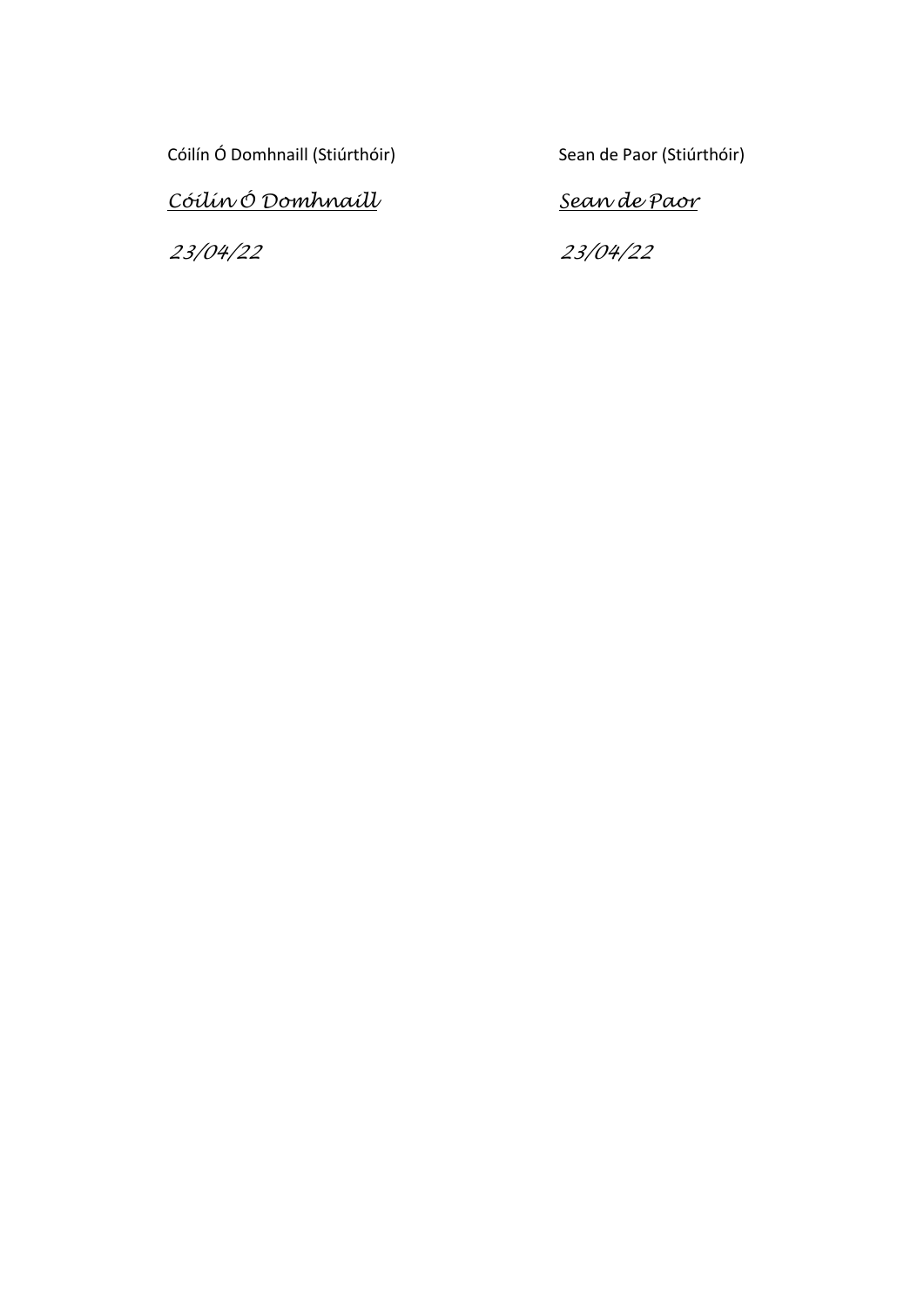| | |
|---|---|
| Cóilín Ó Domhnaill (Stiúrthóir) | Sean de Paor (Stiúrthóir) |
| *Cóilín Ó Domhnaill* | *Sean de Paor* |
| *23/04/22* | *23/04/22* |